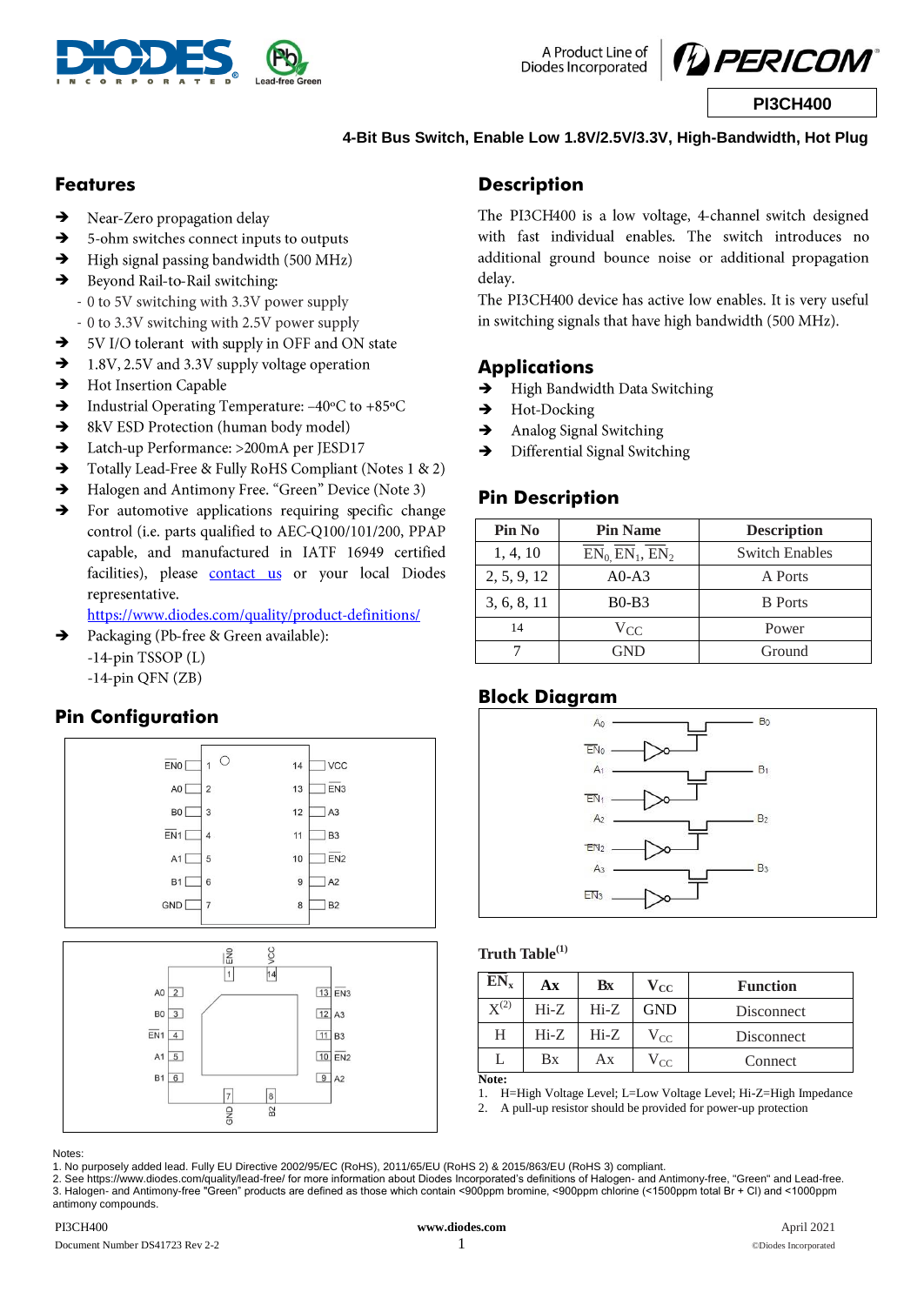PI3CH400

**4-Bit Bus Switch, Enable Low 1.8V/2.5V/3.3V, High-Bandwidth, Hot Plug**

## Features

- Near-Zero propagation delay
- 5-ohm switches connect inputs to outputs
- High signal passing bandwidth (500 MHz)
- Beyond Rail-to-Rail switching:
  - 0 to 5V switching with 3.3V power supply
  - 0 to 3.3V switching with 2.5V power supply
- 5V I/O tolerant with supply in OFF and ON state
- 1.8V, 2.5V and 3.3V supply voltage operation
- Hot Insertion Capable
- Industrial Operating Temperature: –40ºC to +85ºC
- 8kV ESD Protection (human body model)
- Latch-up Performance: >200mA per JESD17
- Totally Lead-Free & Fully RoHS Compliant (Notes 1 & 2)
- Halogen and Antimony Free. "Green" Device (Note 3)
- For automotive applications requiring specific change control (i.e. parts qualified to AEC-Q100/101/200, PPAP capable, and manufactured in IATF 16949 certified facilities), please contact us or your local Diodes representative. https://www.diodes.com/quality/product-definitions/
- Packaging (Pb-free & Green available):
  - -14-pin TSSOP (L)
  - -14-pin QFN (ZB)

## Pin Configuration

EN0 1 · 14 VCC
A0 2 · 13 EN3
B0 3 · 12 A3
EN1 4 · 11 B3
A1 5 · 10 EN2
B1 6 · 9 A2
GND 7 · 8 B2

EN0 1, VCC 14
A0 2, 13 EN3
B0 3, 12 A3
EN1 4, 11 B3
A1 5, 10 EN2
B1 6, 9 A2
GND 7, B2 8

## Description

The PI3CH400 is a low voltage, 4-channel switch designed with fast individual enables. The switch introduces no additional ground bounce noise or additional propagation delay.

The PI3CH400 device has active low enables. It is very useful in switching signals that have high bandwidth (500 MHz).

## Applications

- High Bandwidth Data Switching
- Hot-Docking
- Analog Signal Switching
- Differential Signal Switching

## Pin Description

| Pin No | Pin Name | Description |
|---|---|---|
| 1, 4, 10 | $\overline{EN_0}$, $\overline{EN_1}$, $\overline{EN_2}$ | Switch Enables |
| 2, 5, 9, 12 | A0-A3 | A Ports |
| 3, 6, 8, 11 | B0-B3 | B Ports |
| 14 | $V_{CC}$ | Power |
| 7 | GND | Ground |

## Block Diagram

A0 B0 EN0
A1 B1 EN1
A2 B2 EN2
A3 B3 EN3

**Truth Table**[1]

| $\overline{EN_x}$ | Ax | Bx | $V_{CC}$ | Function |
|---|---|---|---|---|
| X[2] | Hi-Z | Hi-Z | GND | Disconnect |
| H | Hi-Z | Hi-Z | $V_{CC}$ | Disconnect |
| L | Bx | Ax | $V_{CC}$ | Connect |

**Note:**
1. H=High Voltage Level; L=Low Voltage Level; Hi-Z=High Impedance
2. A pull-up resistor should be provided for power-up protection

Notes:
1. No purposely added lead. Fully EU Directive 2002/95/EC (RoHS), 2011/65/EU (RoHS 2) & 2015/863/EU (RoHS 3) compliant.
2. See https://www.diodes.com/quality/lead-free/ for more information about Diodes Incorporated's definitions of Halogen- and Antimony-free, "Green" and Lead-free.
3. Halogen- and Antimony-free "Green" products are defined as those which contain <900ppm bromine, <900ppm chlorine (<1500ppm total Br + Cl) and <1000ppm antimony compounds.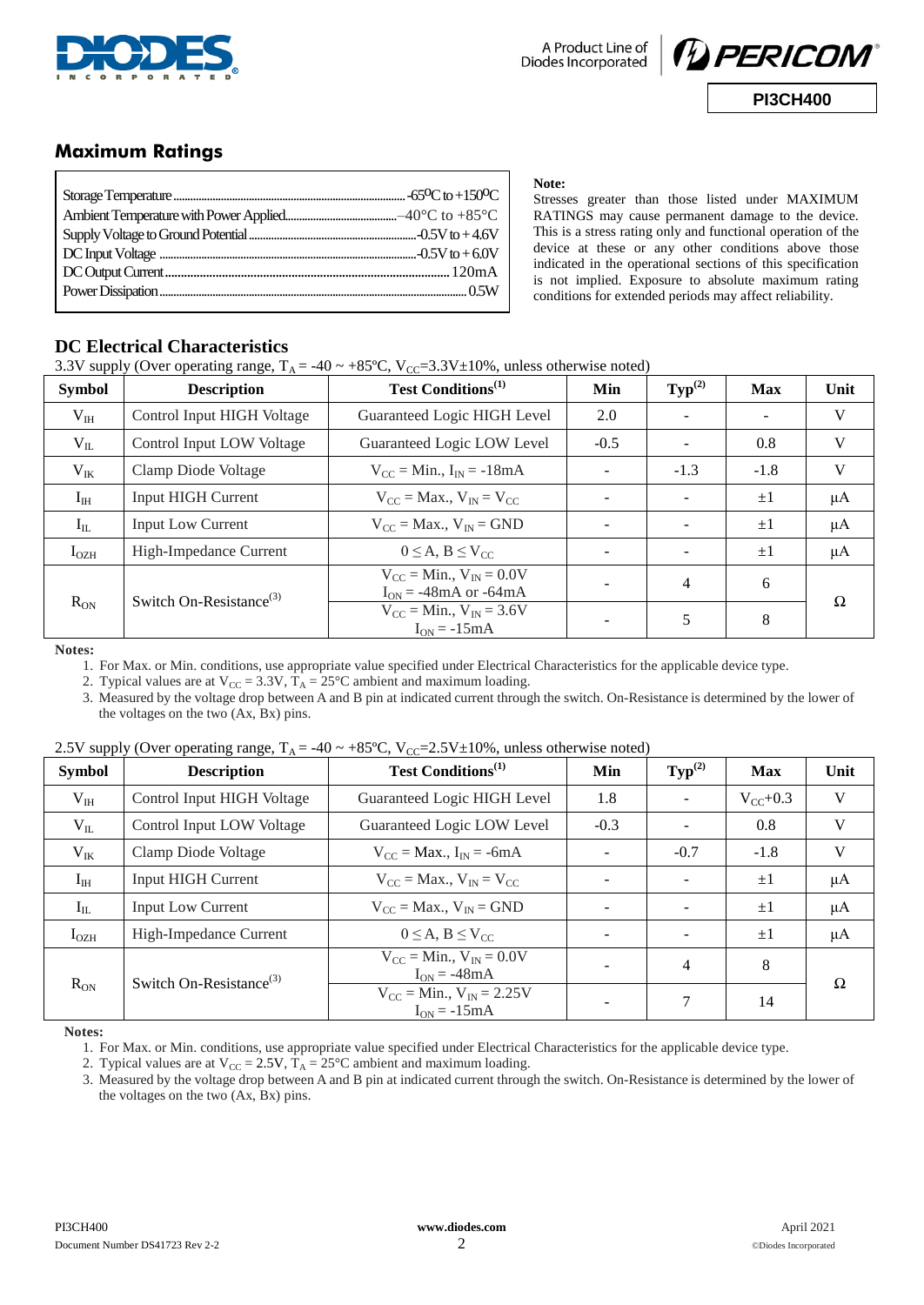## Maximum Ratings

| | |
|---|---|
| Storage Temperature | -65°C to +150°C |
| Ambient Temperature with Power Applied | –40°C to +85°C |
| Supply Voltage to Ground Potential | -0.5V to +4.6V |
| DC Input Voltage | -0.5V to +6.0V |
| DC Output Current | 120mA |
| Power Dissipation | 0.5W |

**Note:**

Stresses greater than those listed under MAXIMUM RATINGS may cause permanent damage to the device. This is a stress rating only and functional operation of the device at these or any other conditions above those indicated in the operational sections of this specification is not implied. Exposure to absolute maximum rating conditions for extended periods may affect reliability.

## DC Electrical Characteristics

3.3V supply (Over operating range, $T_A$ = -40 ~ +85ºC, $V_{CC}$=3.3V±10%, unless otherwise noted)

| Symbol | Description | Test Conditions[1] | Min | Typ[2] | Max | Unit |
|---|---|---|---|---|---|---|
| $V_{IH}$ | Control Input HIGH Voltage | Guaranteed Logic HIGH Level | 2.0 | - | - | V |
| $V_{IL}$ | Control Input LOW Voltage | Guaranteed Logic LOW Level | -0.5 | - | 0.8 | V |
| $V_{IK}$ | Clamp Diode Voltage | $V_{CC}$ = Min., $I_{IN}$ = -18mA | - | -1.3 | -1.8 | V |
| $I_{IH}$ | Input HIGH Current | $V_{CC}$ = Max., $V_{IN}$ = $V_{CC}$ | - | - | ±1 | μA |
| $I_{IL}$ | Input Low Current | $V_{CC}$ = Max., $V_{IN}$ = GND | - | - | ±1 | μA |
| $I_{OZH}$ | High-Impedance Current | $0 \leq A, B \leq V_{CC}$ | - | - | ±1 | μA |
| $R_{ON}$ | Switch On-Resistance[3] | $V_{CC}$ = Min., $V_{IN}$ = 0.0V $I_{ON}$ = -48mA or -64mA | - | 4 | 6 | Ω |
| | | $V_{CC}$ = Min., $V_{IN}$ = 3.6V $I_{ON}$ = -15mA | - | 5 | 8 | |

**Notes:**

1. For Max. or Min. conditions, use appropriate value specified under Electrical Characteristics for the applicable device type.
2. Typical values are at $V_{CC}$ = 3.3V, $T_A$ = 25°C ambient and maximum loading.
3. Measured by the voltage drop between A and B pin at indicated current through the switch. On-Resistance is determined by the lower of the voltages on the two (Ax, Bx) pins.

2.5V supply (Over operating range, $T_A$ = -40 ~ +85ºC, $V_{CC}$=2.5V±10%, unless otherwise noted)

| Symbol | Description | Test Conditions[1] | Min | Typ[2] | Max | Unit |
|---|---|---|---|---|---|---|
| $V_{IH}$ | Control Input HIGH Voltage | Guaranteed Logic HIGH Level | 1.8 | - | $V_{CC}$+0.3 | V |
| $V_{IL}$ | Control Input LOW Voltage | Guaranteed Logic LOW Level | -0.3 | - | 0.8 | V |
| $V_{IK}$ | Clamp Diode Voltage | $V_{CC}$ = Max., $I_{IN}$ = -6mA | - | -0.7 | -1.8 | V |
| $I_{IH}$ | Input HIGH Current | $V_{CC}$ = Max., $V_{IN}$ = $V_{CC}$ | - | - | ±1 | μA |
| $I_{IL}$ | Input Low Current | $V_{CC}$ = Max., $V_{IN}$ = GND | - | - | ±1 | μA |
| $I_{OZH}$ | High-Impedance Current | $0 \leq A, B \leq V_{CC}$ | - | - | ±1 | μA |
| $R_{ON}$ | Switch On-Resistance[3] | $V_{CC}$ = Min., $V_{IN}$ = 0.0V $I_{ON}$ = -48mA | - | 4 | 8 | Ω |
| | | $V_{CC}$ = Min., $V_{IN}$ = 2.25V $I_{ON}$ = -15mA | - | 7 | 14 | |

**Notes:**

1. For Max. or Min. conditions, use appropriate value specified under Electrical Characteristics for the applicable device type.
2. Typical values are at $V_{CC}$ = 2.5V, $T_A$ = 25°C ambient and maximum loading.
3. Measured by the voltage drop between A and B pin at indicated current through the switch. On-Resistance is determined by the lower of the voltages on the two (Ax, Bx) pins.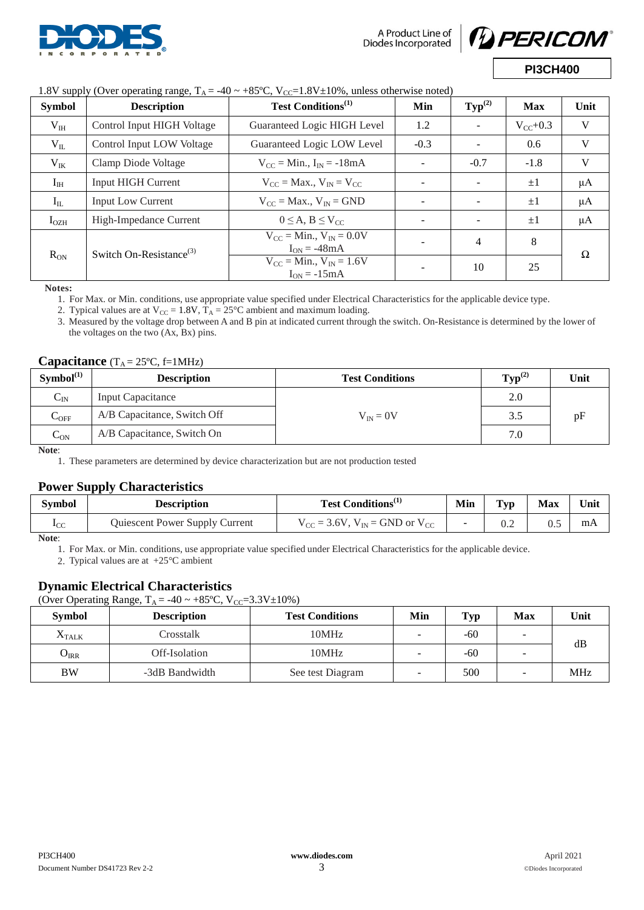1.8V supply (Over operating range, $T_A$ = -40 ~ +85ºC, $V_{CC}$=1.8V±10%, unless otherwise noted)

| Symbol | Description | Test Conditions(1) | Min | Typ(2) | Max | Unit |
|---|---|---|---|---|---|---|
| $V_{IH}$ | Control Input HIGH Voltage | Guaranteed Logic HIGH Level | 1.2 | - | $V_{CC}$+0.3 | V |
| $V_{IL}$ | Control Input LOW Voltage | Guaranteed Logic LOW Level | -0.3 | - | 0.6 | V |
| $V_{IK}$ | Clamp Diode Voltage | $V_{CC}$ = Min., $I_{IN}$ = -18mA | - | -0.7 | -1.8 | V |
| $I_{IH}$ | Input HIGH Current | $V_{CC}$ = Max., $V_{IN}$ = $V_{CC}$ | - | - | ±1 | µA |
| $I_{IL}$ | Input Low Current | $V_{CC}$ = Max., $V_{IN}$ = GND | - | - | ±1 | µA |
| $I_{OZH}$ | High-Impedance Current | $0 \leq A, B \leq V_{CC}$ | - | - | ±1 | µA |
| $R_{ON}$ | Switch On-Resistance(3) | $V_{CC}$ = Min., $V_{IN}$ = 0.0V $I_{ON}$ = -48mA | - | 4 | 8 | Ω |
| | | $V_{CC}$ = Min., $V_{IN}$ = 1.6V $I_{ON}$ = -15mA | - | 10 | 25 | |

**Notes:**

1. For Max. or Min. conditions, use appropriate value specified under Electrical Characteristics for the applicable device type.
2. Typical values are at $V_{CC}$ = 1.8V, $T_A$ = 25°C ambient and maximum loading.
3. Measured by the voltage drop between A and B pin at indicated current through the switch. On-Resistance is determined by the lower of the voltages on the two (Ax, Bx) pins.

## Capacitance ($T_A$ = 25ºC, f=1MHz)

| Symbol(1) | Description | Test Conditions | Typ(2) | Unit |
|---|---|---|---|---|
| $C_{IN}$ | Input Capacitance | $V_{IN}$ = 0V | 2.0 | pF |
| $C_{OFF}$ | A/B Capacitance, Switch Off | | 3.5 | |
| $C_{ON}$ | A/B Capacitance, Switch On | | 7.0 | |

**Note**:

1. These parameters are determined by device characterization but are not production tested

## Power Supply Characteristics

| Symbol | Description | Test Conditions(1) | Min | Typ | Max | Unit |
|---|---|---|---|---|---|---|
| $I_{CC}$ | Quiescent Power Supply Current | $V_{CC}$ = 3.6V, $V_{IN}$ = GND or $V_{CC}$ | - | 0.2 | 0.5 | mA |

**Note**:

1. For Max. or Min. conditions, use appropriate value specified under Electrical Characteristics for the applicable device.
2. Typical values are at +25°C ambient

## Dynamic Electrical Characteristics

(Over Operating Range, $T_A$ = -40 ~ +85ºC, $V_{CC}$=3.3V±10%)

| Symbol | Description | Test Conditions | Min | Typ | Max | Unit |
|---|---|---|---|---|---|---|
| $X_{TALK}$ | Crosstalk | 10MHz | - | -60 | - | dB |
| $O_{IRR}$ | Off-Isolation | 10MHz | - | -60 | - | |
| BW | -3dB Bandwidth | See test Diagram | - | 500 | - | MHz |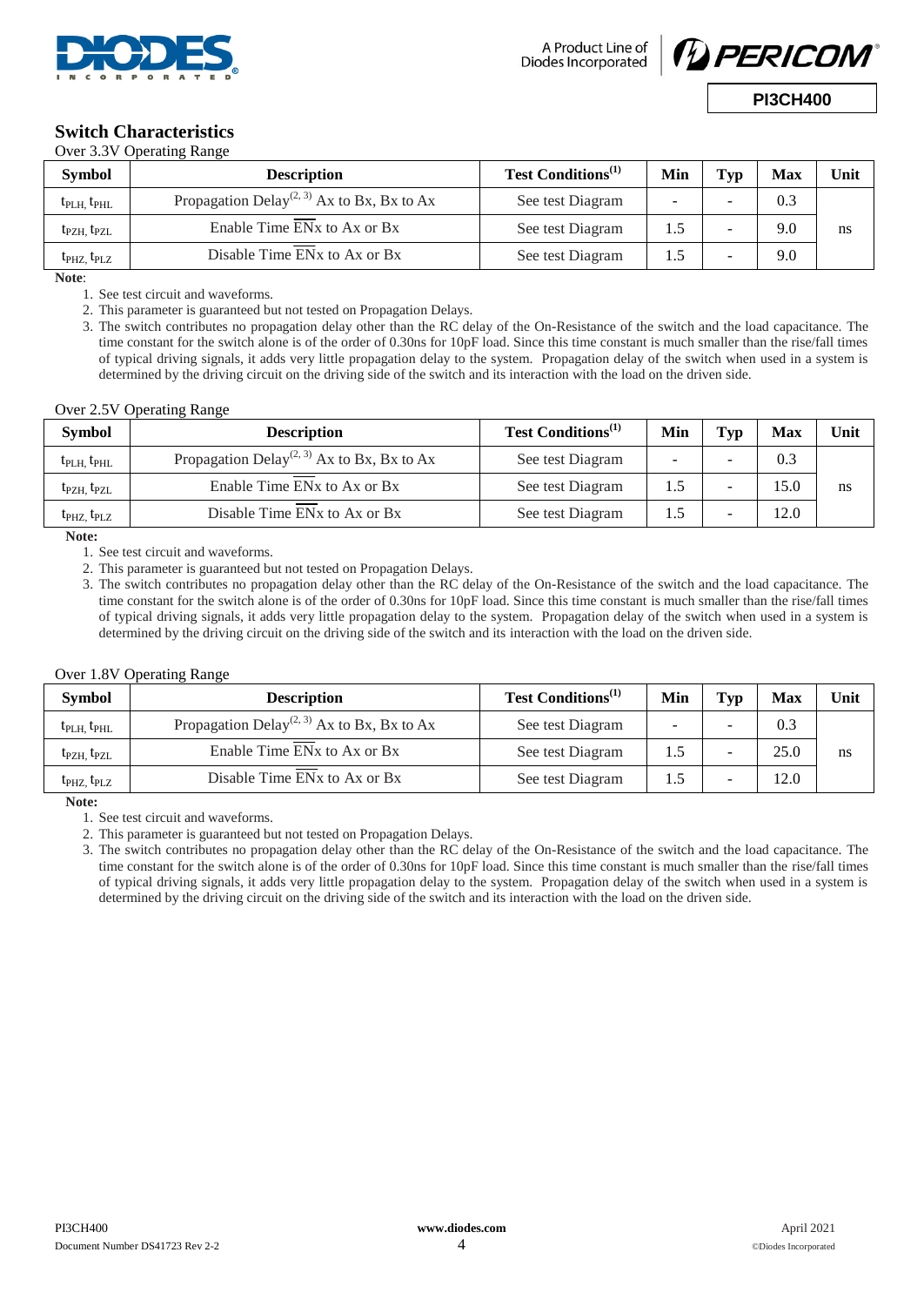## Switch Characteristics

Over 3.3V Operating Range

| Symbol | Description | Test Conditions[(1)] | Min | Typ | Max | Unit |
|---|---|---|---|---|---|---|
| $t_{PLH,}$ $t_{PHL}$ | Propagation Delay[(2, 3)] Ax to Bx, Bx to Ax | See test Diagram | - | - | 0.3 | ns |
| $t_{PZH,}$ $t_{PZL}$ | Enable Time $\overline{EN}$x to Ax or Bx | See test Diagram | 1.5 | - | 9.0 | |
| $t_{PHZ,}$ $t_{PLZ}$ | Disable Time $\overline{EN}$x to Ax or Bx | See test Diagram | 1.5 | - | 9.0 | |

**Note**:

1. See test circuit and waveforms.
2. This parameter is guaranteed but not tested on Propagation Delays.
3. The switch contributes no propagation delay other than the RC delay of the On-Resistance of the switch and the load capacitance. The time constant for the switch alone is of the order of 0.30ns for 10pF load. Since this time constant is much smaller than the rise/fall times of typical driving signals, it adds very little propagation delay to the system. Propagation delay of the switch when used in a system is determined by the driving circuit on the driving side of the switch and its interaction with the load on the driven side.

Over 2.5V Operating Range

| Symbol | Description | Test Conditions[(1)] | Min | Typ | Max | Unit |
|---|---|---|---|---|---|---|
| $t_{PLH,}$ $t_{PHL}$ | Propagation Delay[(2, 3)] Ax to Bx, Bx to Ax | See test Diagram | - | - | 0.3 | ns |
| $t_{PZH,}$ $t_{PZL}$ | Enable Time $\overline{EN}$x to Ax or Bx | See test Diagram | 1.5 | - | 15.0 | |
| $t_{PHZ,}$ $t_{PLZ}$ | Disable Time $\overline{EN}$x to Ax or Bx | See test Diagram | 1.5 | - | 12.0 | |

**Note:**

1. See test circuit and waveforms.
2. This parameter is guaranteed but not tested on Propagation Delays.
3. The switch contributes no propagation delay other than the RC delay of the On-Resistance of the switch and the load capacitance. The time constant for the switch alone is of the order of 0.30ns for 10pF load. Since this time constant is much smaller than the rise/fall times of typical driving signals, it adds very little propagation delay to the system. Propagation delay of the switch when used in a system is determined by the driving circuit on the driving side of the switch and its interaction with the load on the driven side.

Over 1.8V Operating Range

| Symbol | Description | Test Conditions[(1)] | Min | Typ | Max | Unit |
|---|---|---|---|---|---|---|
| $t_{PLH,}$ $t_{PHL}$ | Propagation Delay[(2, 3)] Ax to Bx, Bx to Ax | See test Diagram | - | - | 0.3 | ns |
| $t_{PZH,}$ $t_{PZL}$ | Enable Time $\overline{EN}$x to Ax or Bx | See test Diagram | 1.5 | - | 25.0 | |
| $t_{PHZ,}$ $t_{PLZ}$ | Disable Time $\overline{EN}$x to Ax or Bx | See test Diagram | 1.5 | - | 12.0 | |

**Note:**

1. See test circuit and waveforms.
2. This parameter is guaranteed but not tested on Propagation Delays.
3. The switch contributes no propagation delay other than the RC delay of the On-Resistance of the switch and the load capacitance. The time constant for the switch alone is of the order of 0.30ns for 10pF load. Since this time constant is much smaller than the rise/fall times of typical driving signals, it adds very little propagation delay to the system. Propagation delay of the switch when used in a system is determined by the driving circuit on the driving side of the switch and its interaction with the load on the driven side.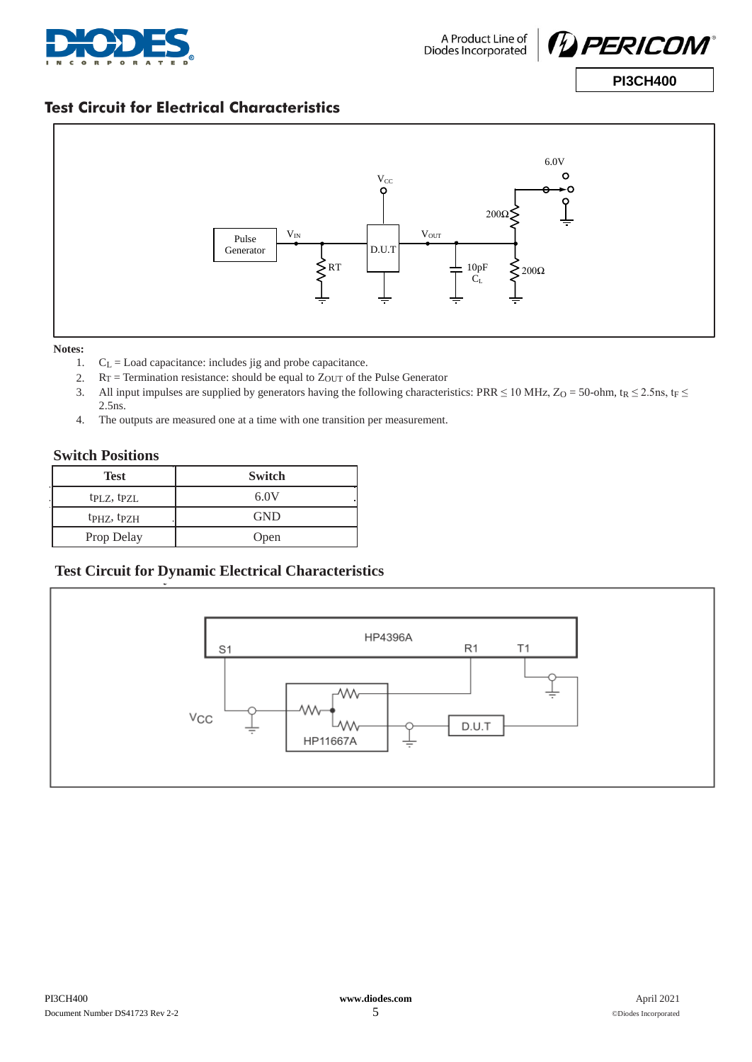## Test Circuit for Electrical Characteristics

6.0V
$V_{CC}$
200Ω
Pulse Generator
$V_{IN}$
D.U.T
$V_{OUT}$
RT
10pF
$C_L$
200Ω

**Notes:**

1. $C_L$ = Load capacitance: includes jig and probe capacitance.
2. $R_T$ = Termination resistance: should be equal to $Z_{OUT}$ of the Pulse Generator
3. All input impulses are supplied by generators having the following characteristics: PRR ≤ 10 MHz, $Z_O$ = 50-ohm, $t_R \leq$ 2.5ns, $t_F \leq$ 2.5ns.
4. The outputs are measured one at a time with one transition per measurement.

### Switch Positions

| Test | Switch |
|---|---|
| $t_{PLZ}$, $t_{PZL}$ | 6.0V |
| $t_{PHZ}$, $t_{PZH}$ | GND |
| Prop Delay | Open |

### Test Circuit for Dynamic Electrical Characteristics

HP4396A
S1
R1
T1
VCC
HP11667A
D.U.T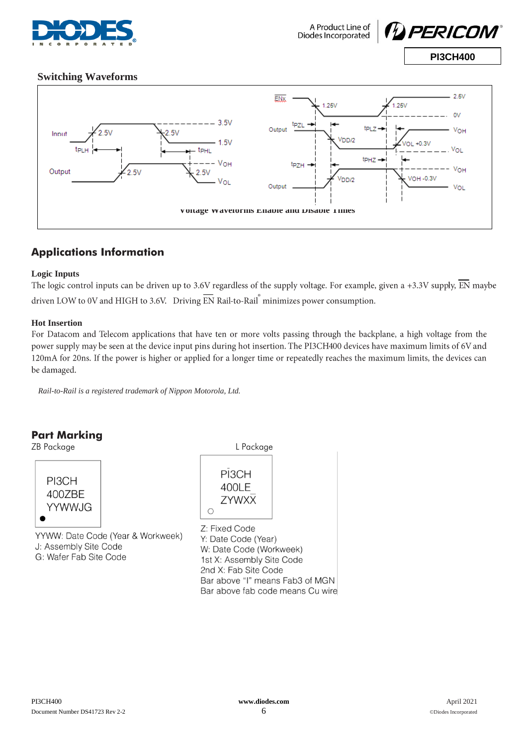### Switching Waveforms

Input
Output
2.5V
2.5V
3.5V
1.5V
tPLH
tPHL
2.5V
2.5V
VOH
VOL

ENx
1.25V
1.25V
2.5V
0V
Output
tPZL
tPLZ
VDD/2
VOH
VOL +0.3V
VOL
tPZH
tPHZ
Output
VDD/2
VOH
VOH -0.3V
VOL

Voltage Waveforms Enable and Disable Times

## Applications Information

### Logic Inputs

The logic control inputs can be driven up to 3.6V regardless of the supply voltage. For example, given a +3.3V supply, $\overline{EN}$ maybe driven LOW to 0V and HIGH to 3.6V. Driving $\overline{EN}$ Rail-to-Rail® minimizes power consumption.

### Hot Insertion

For Datacom and Telecom applications that have ten or more volts passing through the backplane, a high voltage from the power supply may be seen at the device input pins during hot insertion. The PI3CH400 devices have maximum limits of 6V and 120mA for 20ns. If the power is higher or applied for a longer time or repeatedly reaches the maximum limits, the devices can be damaged.

*Rail-to-Rail is a registered trademark of Nippon Motorola, Ltd.*

## Part Marking

ZB Package

PI3CH
400ZBE
YYWWJG

YYWW: Date Code (Year & Workweek)
J: Assembly Site Code
G: Wafer Fab Site Code

L Package

PI3CH
400LE
ZYWXX

Z: Fixed Code
Y: Date Code (Year)
W: Date Code (Workweek)
1st X: Assembly Site Code
2nd X: Fab Site Code
Bar above "I" means Fab3 of MGN
Bar above fab code means Cu wire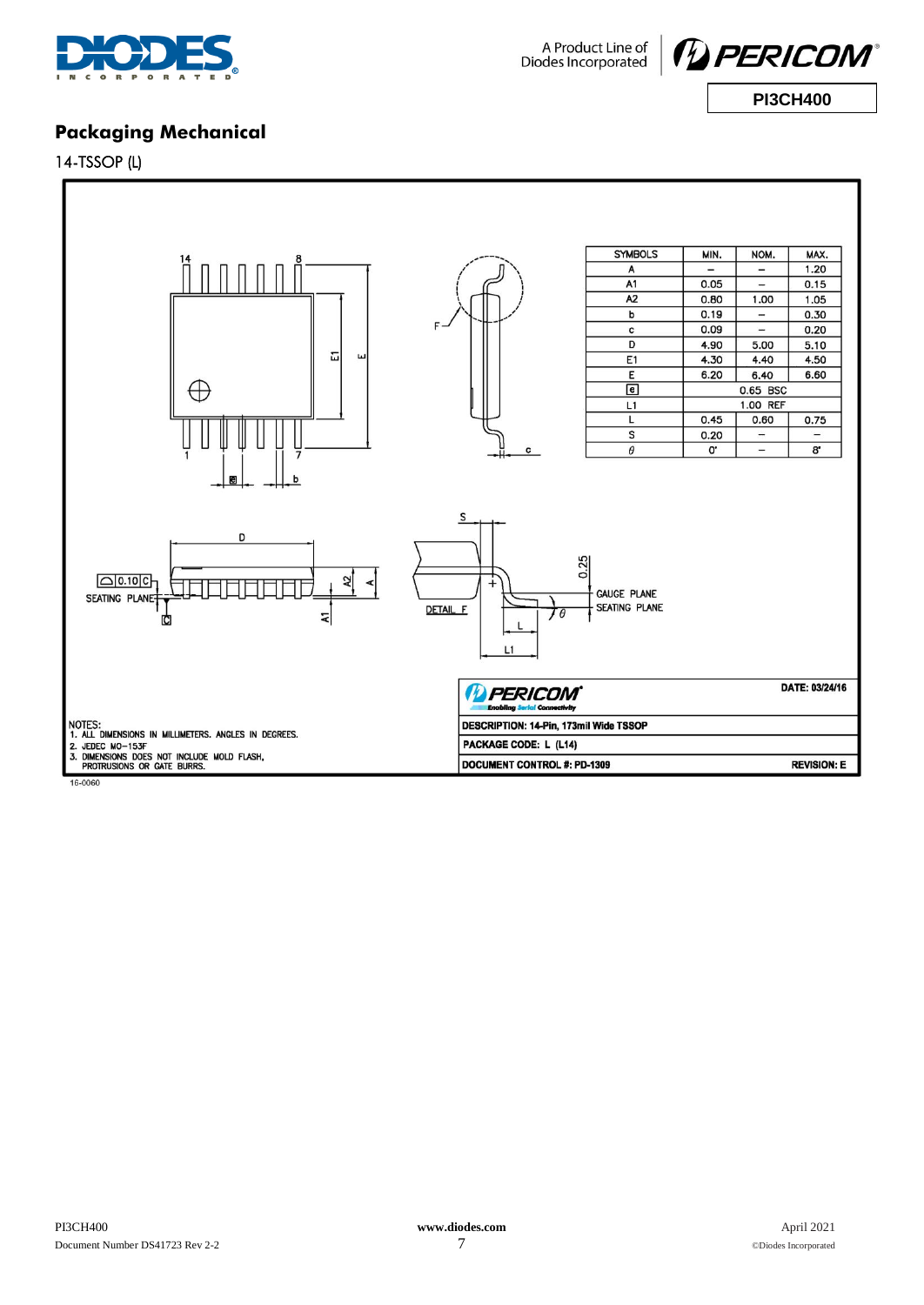## Packaging Mechanical

14-TSSOP (L)

| SYMBOLS | MIN. | NOM. | MAX. |
|---|---|---|---|
| A | – | – | 1.20 |
| A1 | 0.05 | – | 0.15 |
| A2 | 0.80 | 1.00 | 1.05 |
| b | 0.19 | – | 0.30 |
| c | 0.09 | – | 0.20 |
| D | 4.90 | 5.00 | 5.10 |
| E1 | 4.30 | 4.40 | 4.50 |
| E | 6.20 | 6.40 | 6.60 |
| e | 0.65 BSC | | |
| L1 | 1.00 REF | | |
| L | 0.45 | 0.60 | 0.75 |
| S | 0.20 | – | – |
| θ | 0° | – | 8° |

14

8

1

7

E1

E

e

b

F

c

D

0.10 C

SEATING PLANE

C

A2

A

A1

S

0.25

GAUGE PLANE

SEATING PLANE

DETAIL F

θ

L

L1

NOTES:
1. ALL DIMENSIONS IN MILLIMETERS. ANGLES IN DEGREES.
2. JEDEC MO-153F
3. DIMENSIONS DOES NOT INCLUDE MOLD FLASH, PROTRUSIONS OR GATE BURRS.

| | |
|---|---|
| PERICOM Enabling Serial Connectivity | DATE: 03/24/16 |
| DESCRIPTION: 14-Pin, 173mil Wide TSSOP | |
| PACKAGE CODE: L (L14) | |
| DOCUMENT CONTROL #: PD-1309 | REVISION: E |

16-0060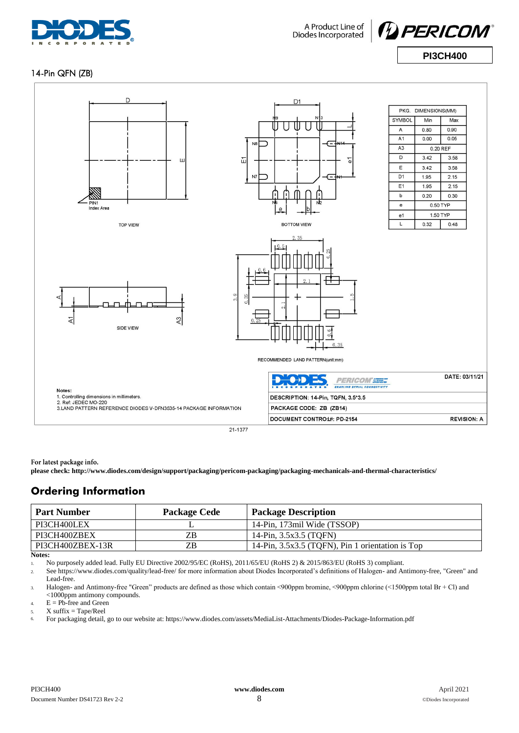## 14-Pin QFN (ZB)

| PKG. | DIMENSIONS(MM) | |
|---|---|---|
| SYMBOL | Min | Max |
| A | 0.80 | 0.90 |
| A1 | 0.00 | 0.05 |
| A3 | 0.20 REF | |
| D | 3.42 | 3.58 |
| E | 3.42 | 3.58 |
| D1 | 1.95 | 2.15 |
| E1 | 1.95 | 2.15 |
| b | 0.20 | 0.30 |
| e | 0.50 TYP | |
| e1 | 1.50 TYP | |
| L | 0.32 | 0.48 |

TOP VIEW

PIN1 Index Area

BOTTOM VIEW

SIDE VIEW

RECOMMENDED LAND PATTERN(unit:mm)

Notes:
1. Controlling dimensions in millimeters.
2. Ref: JEDEC MO-220
3. LAND PATTERN REFERENCE DIODES V-DFN3535-14 PACKAGE INFORMATION

DATE: 03/11/21

DESCRIPTION: 14-Pin, TQFN, 3.5*3.5

PACKAGE CODE: ZB (ZB14)

DOCUMENT CONTROL#: PD-2154 REVISION: A

21-1377

**For latest package info.**
**please check: http://www.diodes.com/design/support/packaging/pericom-packaging/packaging-mechanicals-and-thermal-characteristics/**

## Ordering Information

| Part Number | Package Cede | Package Description |
|---|---|---|
| PI3CH400LEX | L | 14-Pin, 173mil Wide (TSSOP) |
| PI3CH400ZBEX | ZB | 14-Pin, 3.5x3.5 (TQFN) |
| PI3CH400ZBEX-13R | ZB | 14-Pin, 3.5x3.5 (TQFN), Pin 1 orientation is Top |

**Notes:**
1. No purposely added lead. Fully EU Directive 2002/95/EC (RoHS), 2011/65/EU (RoHS 2) & 2015/863/EU (RoHS 3) compliant.
2. See https://www.diodes.com/quality/lead-free/ for more information about Diodes Incorporated's definitions of Halogen- and Antimony-free, "Green" and Lead-free.
3. Halogen- and Antimony-free "Green" products are defined as those which contain <900ppm bromine, <900ppm chlorine (<1500ppm total Br + Cl) and <1000ppm antimony compounds.
4. E = Pb-free and Green
5. X suffix = Tape/Reel
6. For packaging detail, go to our website at: https://www.diodes.com/assets/MediaList-Attachments/Diodes-Package-Information.pdf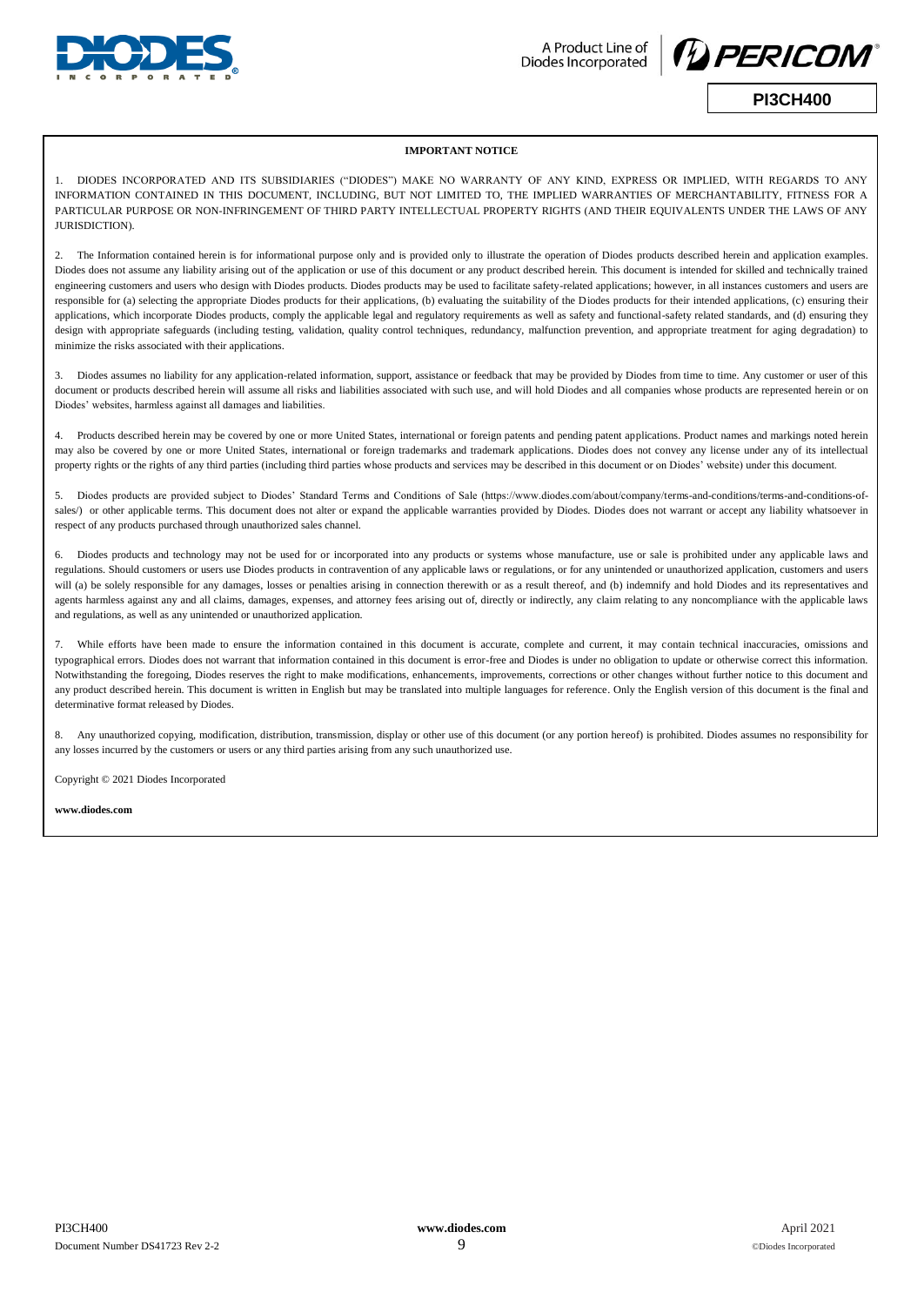## IMPORTANT NOTICE

1. DIODES INCORPORATED AND ITS SUBSIDIARIES ("DIODES") MAKE NO WARRANTY OF ANY KIND, EXPRESS OR IMPLIED, WITH REGARDS TO ANY INFORMATION CONTAINED IN THIS DOCUMENT, INCLUDING, BUT NOT LIMITED TO, THE IMPLIED WARRANTIES OF MERCHANTABILITY, FITNESS FOR A PARTICULAR PURPOSE OR NON-INFRINGEMENT OF THIRD PARTY INTELLECTUAL PROPERTY RIGHTS (AND THEIR EQUIVALENTS UNDER THE LAWS OF ANY JURISDICTION).

2. The Information contained herein is for informational purpose only and is provided only to illustrate the operation of Diodes products described herein and application examples. Diodes does not assume any liability arising out of the application or use of this document or any product described herein. This document is intended for skilled and technically trained engineering customers and users who design with Diodes products. Diodes products may be used to facilitate safety-related applications; however, in all instances customers and users are responsible for (a) selecting the appropriate Diodes products for their applications, (b) evaluating the suitability of the Diodes products for their intended applications, (c) ensuring their applications, which incorporate Diodes products, comply the applicable legal and regulatory requirements as well as safety and functional-safety related standards, and (d) ensuring they design with appropriate safeguards (including testing, validation, quality control techniques, redundancy, malfunction prevention, and appropriate treatment for aging degradation) to minimize the risks associated with their applications.

3. Diodes assumes no liability for any application-related information, support, assistance or feedback that may be provided by Diodes from time to time. Any customer or user of this document or products described herein will assume all risks and liabilities associated with such use, and will hold Diodes and all companies whose products are represented herein or on Diodes' websites, harmless against all damages and liabilities.

4. Products described herein may be covered by one or more United States, international or foreign patents and pending patent applications. Product names and markings noted herein may also be covered by one or more United States, international or foreign trademarks and trademark applications. Diodes does not convey any license under any of its intellectual property rights or the rights of any third parties (including third parties whose products and services may be described in this document or on Diodes' website) under this document.

5. Diodes products are provided subject to Diodes' Standard Terms and Conditions of Sale (https://www.diodes.com/about/company/terms-and-conditions/terms-and-conditions-of-sales/) or other applicable terms. This document does not alter or expand the applicable warranties provided by Diodes. Diodes does not warrant or accept any liability whatsoever in respect of any products purchased through unauthorized sales channel.

6. Diodes products and technology may not be used for or incorporated into any products or systems whose manufacture, use or sale is prohibited under any applicable laws and regulations. Should customers or users use Diodes products in contravention of any applicable laws or regulations, or for any unintended or unauthorized application, customers and users will (a) be solely responsible for any damages, losses or penalties arising in connection therewith or as a result thereof, and (b) indemnify and hold Diodes and its representatives and agents harmless against any and all claims, damages, expenses, and attorney fees arising out of, directly or indirectly, any claim relating to any noncompliance with the applicable laws and regulations, as well as any unintended or unauthorized application.

7. While efforts have been made to ensure the information contained in this document is accurate, complete and current, it may contain technical inaccuracies, omissions and typographical errors. Diodes does not warrant that information contained in this document is error-free and Diodes is under no obligation to update or otherwise correct this information. Notwithstanding the foregoing, Diodes reserves the right to make modifications, enhancements, improvements, corrections or other changes without further notice to this document and any product described herein. This document is written in English but may be translated into multiple languages for reference. Only the English version of this document is the final and determinative format released by Diodes.

8. Any unauthorized copying, modification, distribution, transmission, display or other use of this document (or any portion hereof) is prohibited. Diodes assumes no responsibility for any losses incurred by the customers or users or any third parties arising from any such unauthorized use.

Copyright © 2021 Diodes Incorporated

**www.diodes.com**